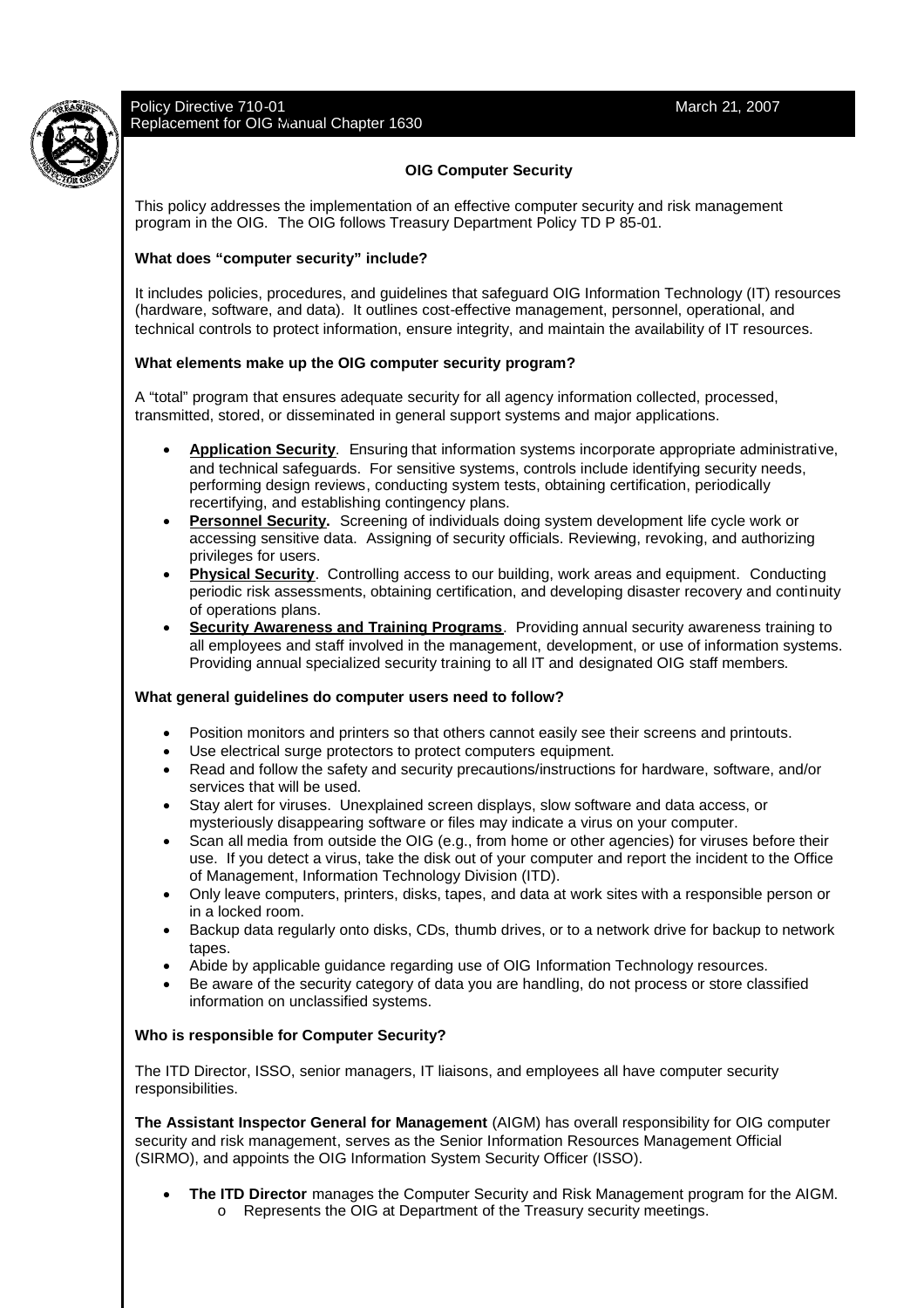Policy Directive 710-01
Replacement for OIG Manual Chapter 1630

March 21, 2007

# OIG Computer Security

This policy addresses the implementation of an effective computer security and risk management program in the OIG. The OIG follows Treasury Department Policy TD P 85-01.

**What does "computer security" include?**

It includes policies, procedures, and guidelines that safeguard OIG Information Technology (IT) resources (hardware, software, and data). It outlines cost-effective management, personnel, operational, and technical controls to protect information, ensure integrity, and maintain the availability of IT resources.

**What elements make up the OIG computer security program?**

A "total" program that ensures adequate security for all agency information collected, processed, transmitted, stored, or disseminated in general support systems and major applications.

- **Application Security**. Ensuring that information systems incorporate appropriate administrative, and technical safeguards. For sensitive systems, controls include identifying security needs, performing design reviews, conducting system tests, obtaining certification, periodically recertifying, and establishing contingency plans.
- **Personnel Security.** Screening of individuals doing system development life cycle work or accessing sensitive data. Assigning of security officials. Reviewing, revoking, and authorizing privileges for users.
- **Physical Security**. Controlling access to our building, work areas and equipment. Conducting periodic risk assessments, obtaining certification, and developing disaster recovery and continuity of operations plans.
- **Security Awareness and Training Programs**. Providing annual security awareness training to all employees and staff involved in the management, development, or use of information systems. Providing annual specialized security training to all IT and designated OIG staff members.

**What general guidelines do computer users need to follow?**

- Position monitors and printers so that others cannot easily see their screens and printouts.
- Use electrical surge protectors to protect computers equipment.
- Read and follow the safety and security precautions/instructions for hardware, software, and/or services that will be used.
- Stay alert for viruses. Unexplained screen displays, slow software and data access, or mysteriously disappearing software or files may indicate a virus on your computer.
- Scan all media from outside the OIG (e.g., from home or other agencies) for viruses before their use. If you detect a virus, take the disk out of your computer and report the incident to the Office of Management, Information Technology Division (ITD).
- Only leave computers, printers, disks, tapes, and data at work sites with a responsible person or in a locked room.
- Backup data regularly onto disks, CDs, thumb drives, or to a network drive for backup to network tapes.
- Abide by applicable guidance regarding use of OIG Information Technology resources.
- Be aware of the security category of data you are handling, do not process or store classified information on unclassified systems.

**Who is responsible for Computer Security?**

The ITD Director, ISSO, senior managers, IT liaisons, and employees all have computer security responsibilities.

**The Assistant Inspector General for Management** (AIGM) has overall responsibility for OIG computer security and risk management, serves as the Senior Information Resources Management Official (SIRMO), and appoints the OIG Information System Security Officer (ISSO).

- **The ITD Director** manages the Computer Security and Risk Management program for the AIGM.
  - Represents the OIG at Department of the Treasury security meetings.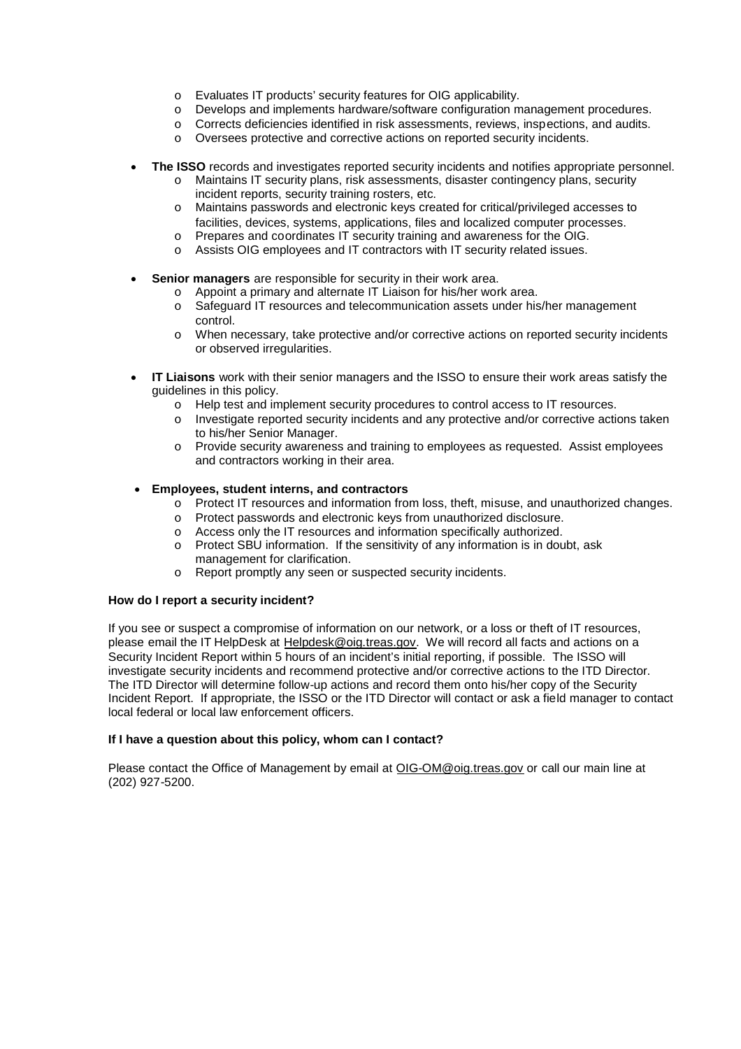- Evaluates IT products' security features for OIG applicability.
  - Develops and implements hardware/software configuration management procedures.
  - Corrects deficiencies identified in risk assessments, reviews, inspections, and audits.
  - Oversees protective and corrective actions on reported security incidents.

- **The ISSO** records and investigates reported security incidents and notifies appropriate personnel.
  - Maintains IT security plans, risk assessments, disaster contingency plans, security incident reports, security training rosters, etc.
  - Maintains passwords and electronic keys created for critical/privileged accesses to facilities, devices, systems, applications, files and localized computer processes.
  - Prepares and coordinates IT security training and awareness for the OIG.
  - Assists OIG employees and IT contractors with IT security related issues.

- **Senior managers** are responsible for security in their work area.
  - Appoint a primary and alternate IT Liaison for his/her work area.
  - Safeguard IT resources and telecommunication assets under his/her management control.
  - When necessary, take protective and/or corrective actions on reported security incidents or observed irregularities.

- **IT Liaisons** work with their senior managers and the ISSO to ensure their work areas satisfy the guidelines in this policy.
  - Help test and implement security procedures to control access to IT resources.
  - Investigate reported security incidents and any protective and/or corrective actions taken to his/her Senior Manager.
  - Provide security awareness and training to employees as requested. Assist employees and contractors working in their area.

- **Employees, student interns, and contractors**
  - Protect IT resources and information from loss, theft, misuse, and unauthorized changes.
  - Protect passwords and electronic keys from unauthorized disclosure.
  - Access only the IT resources and information specifically authorized.
  - Protect SBU information. If the sensitivity of any information is in doubt, ask management for clarification.
  - Report promptly any seen or suspected security incidents.

**How do I report a security incident?**

If you see or suspect a compromise of information on our network, or a loss or theft of IT resources, please email the IT HelpDesk at Helpdesk@oig.treas.gov. We will record all facts and actions on a Security Incident Report within 5 hours of an incident's initial reporting, if possible. The ISSO will investigate security incidents and recommend protective and/or corrective actions to the ITD Director. The ITD Director will determine follow-up actions and record them onto his/her copy of the Security Incident Report. If appropriate, the ISSO or the ITD Director will contact or ask a field manager to contact local federal or local law enforcement officers.

**If I have a question about this policy, whom can I contact?**

Please contact the Office of Management by email at OIG-OM@oig.treas.gov or call our main line at (202) 927-5200.